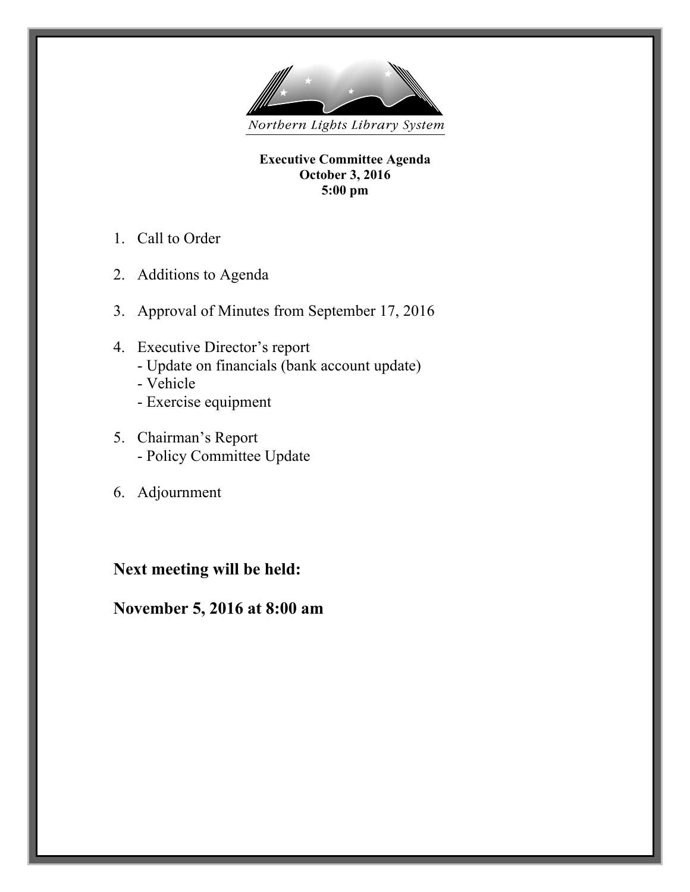Northern Lights Library System

**Executive Committee Agenda**
**October 3, 2016**
**5:00 pm**

1. Call to Order

2. Additions to Agenda

3. Approval of Minutes from September 17, 2016

4. Executive Director's report
   - Update on financials (bank account update)
   - Vehicle
   - Exercise equipment

5. Chairman's Report
   - Policy Committee Update

6. Adjournment

## Next meeting will be held:

## November 5, 2016 at 8:00 am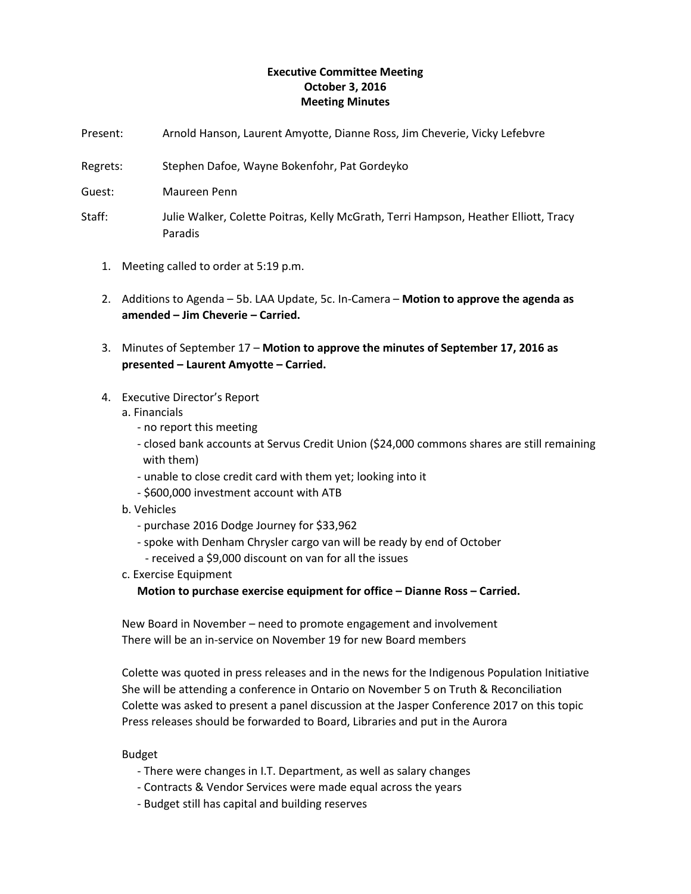**Executive Committee Meeting**
**October 3, 2016**
**Meeting Minutes**

Present: Arnold Hanson, Laurent Amyotte, Dianne Ross, Jim Cheverie, Vicky Lefebvre

Regrets: Stephen Dafoe, Wayne Bokenfohr, Pat Gordeyko

Guest: Maureen Penn

Staff: Julie Walker, Colette Poitras, Kelly McGrath, Terri Hampson, Heather Elliott, Tracy Paradis

1. Meeting called to order at 5:19 p.m.

2. Additions to Agenda – 5b. LAA Update, 5c. In-Camera – **Motion to approve the agenda as amended – Jim Cheverie – Carried.**

3. Minutes of September 17 – **Motion to approve the minutes of September 17, 2016 as presented – Laurent Amyotte – Carried.**

4. Executive Director's Report

   a. Financials
      - no report this meeting
      - closed bank accounts at Servus Credit Union ($24,000 commons shares are still remaining with them)
      - unable to close credit card with them yet; looking into it
      - $600,000 investment account with ATB

   b. Vehicles
      - purchase 2016 Dodge Journey for $33,962
      - spoke with Denham Chrysler cargo van will be ready by end of October
        - received a $9,000 discount on van for all the issues

   c. Exercise Equipment

      **Motion to purchase exercise equipment for office – Dianne Ross – Carried.**

   New Board in November – need to promote engagement and involvement
   There will be an in-service on November 19 for new Board members

   Colette was quoted in press releases and in the news for the Indigenous Population Initiative
   She will be attending a conference in Ontario on November 5 on Truth & Reconciliation
   Colette was asked to present a panel discussion at the Jasper Conference 2017 on this topic
   Press releases should be forwarded to Board, Libraries and put in the Aurora

   Budget
      - There were changes in I.T. Department, as well as salary changes
      - Contracts & Vendor Services were made equal across the years
      - Budget still has capital and building reserves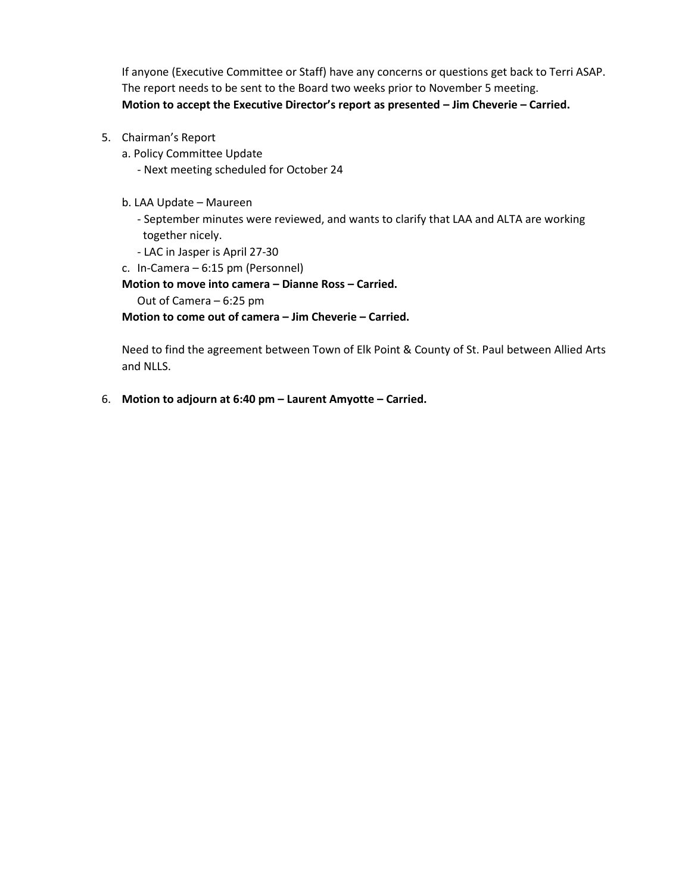If anyone (Executive Committee or Staff) have any concerns or questions get back to Terri ASAP. The report needs to be sent to the Board two weeks prior to November 5 meeting.
**Motion to accept the Executive Director's report as presented – Jim Cheverie – Carried.**

5. Chairman's Report
   a. Policy Committee Update
      - Next meeting scheduled for October 24

   b. LAA Update – Maureen
      - September minutes were reviewed, and wants to clarify that LAA and ALTA are working together nicely.
      - LAC in Jasper is April 27-30

   c. In-Camera – 6:15 pm (Personnel)

   **Motion to move into camera – Dianne Ross – Carried.**

   Out of Camera – 6:25 pm

   **Motion to come out of camera – Jim Cheverie – Carried.**

   Need to find the agreement between Town of Elk Point & County of St. Paul between Allied Arts and NLLS.

6. **Motion to adjourn at 6:40 pm – Laurent Amyotte – Carried.**